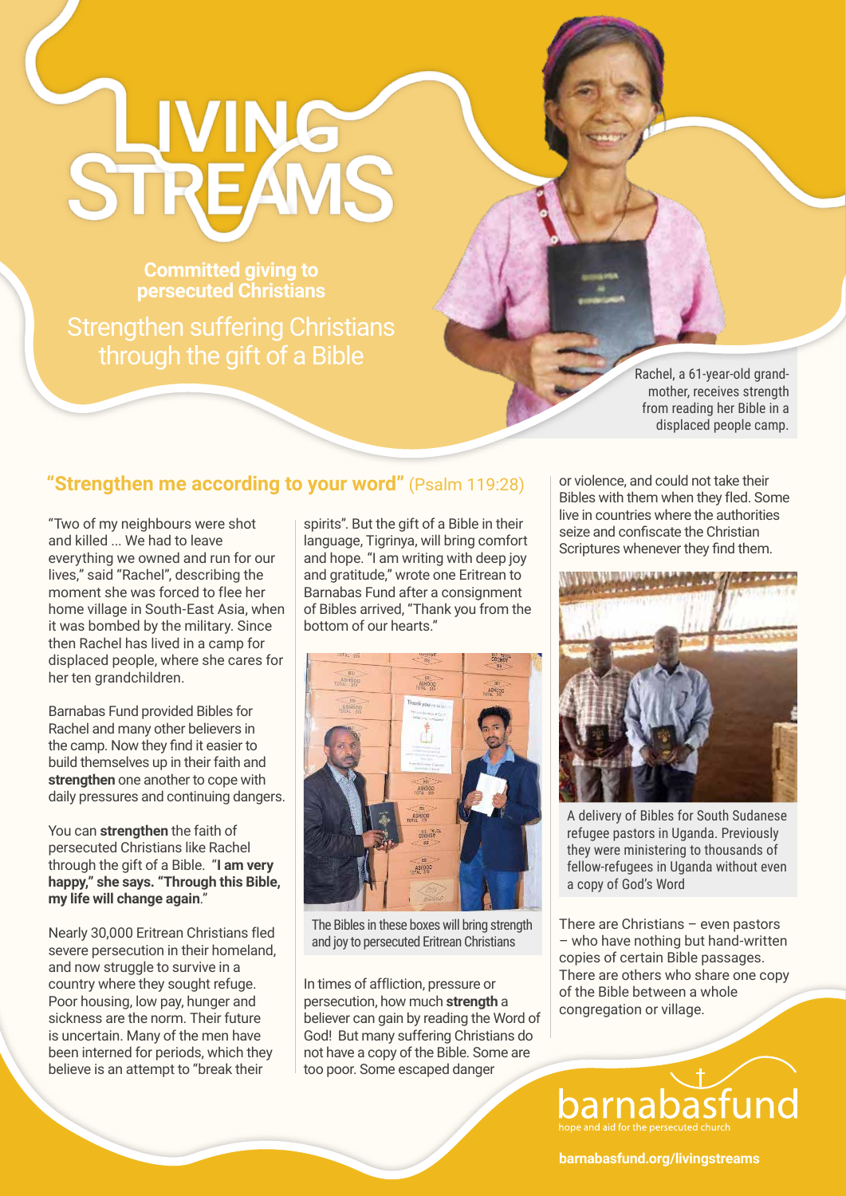# LIVING STREAMS

**Committed giving to persecuted Christians**

## Strengthen suffering Christians through the gift of a Bible

Rachel, a 61-year-old grand-mother, receives strength from reading her Bible in a displaced people camp.

### "Strengthen me according to your word" (Psalm 119:28)

"Two of my neighbours were shot and killed ... We had to leave everything we owned and run for our lives," said "Rachel", describing the moment she was forced to flee her home village in South-East Asia, when it was bombed by the military. Since then Rachel has lived in a camp for displaced people, where she cares for her ten grandchildren.

Barnabas Fund provided Bibles for Rachel and many other believers in the camp. Now they find it easier to build themselves up in their faith and **strengthen** one another to cope with daily pressures and continuing dangers.

You can **strengthen** the faith of persecuted Christians like Rachel through the gift of a Bible. "**I am very happy," she says. "Through this Bible, my life will change again**."

Nearly 30,000 Eritrean Christians fled severe persecution in their homeland, and now struggle to survive in a country where they sought refuge. Poor housing, low pay, hunger and sickness are the norm. Their future is uncertain. Many of the men have been interned for periods, which they believe is an attempt to "break their spirits". But the gift of a Bible in their language, Tigrinya, will bring comfort and hope. "I am writing with deep joy and gratitude," wrote one Eritrean to Barnabas Fund after a consignment of Bibles arrived, "Thank you from the bottom of our hearts."

The Bibles in these boxes will bring strength and joy to persecuted Eritrean Christians

In times of affliction, pressure or persecution, how much **strength** a believer can gain by reading the Word of God! But many suffering Christians do not have a copy of the Bible. Some are too poor. Some escaped danger or violence, and could not take their Bibles with them when they fled. Some live in countries where the authorities seize and confiscate the Christian Scriptures whenever they find them.

A delivery of Bibles for South Sudanese refugee pastors in Uganda. Previously they were ministering to thousands of fellow-refugees in Uganda without even a copy of God's Word

There are Christians – even pastors – who have nothing but hand-written copies of certain Bible passages. There are others who share one copy of the Bible between a whole congregation or village.

barnabasfund
hope and aid for the persecuted church

barnabasfund.org/livingstreams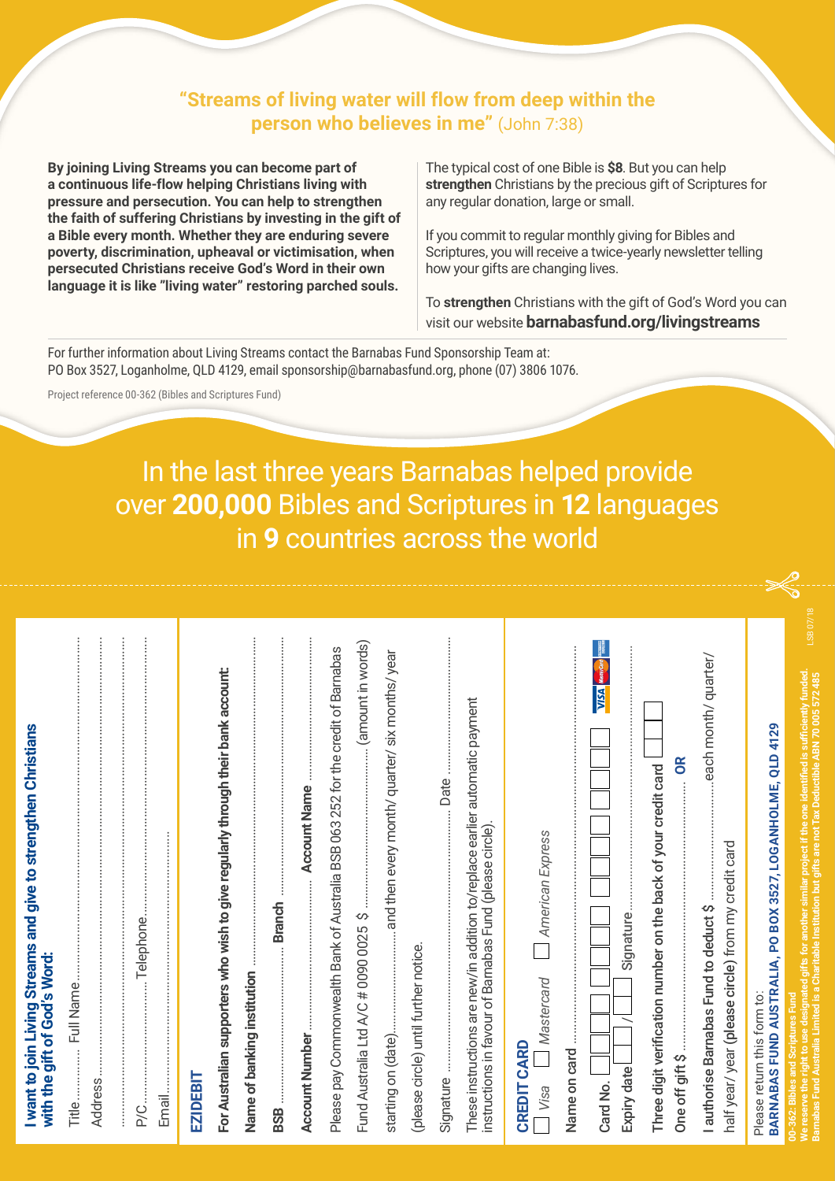## "Streams of living water will flow from deep within the person who believes in me" (John 7:38)

**By joining Living Streams you can become part of a continuous life-flow helping Christians living with pressure and persecution. You can help to strengthen the faith of suffering Christians by investing in the gift of a Bible every month. Whether they are enduring severe poverty, discrimination, upheaval or victimisation, when persecuted Christians receive God's Word in their own language it is like "living water" restoring parched souls.**

The typical cost of one Bible is **$8**. But you can help **strengthen** Christians by the precious gift of Scriptures for any regular donation, large or small.

If you commit to regular monthly giving for Bibles and Scriptures, you will receive a twice-yearly newsletter telling how your gifts are changing lives.

To **strengthen** Christians with the gift of God's Word you can visit our website **barnabasfund.org/livingstreams**

For further information about Living Streams contact the Barnabas Fund Sponsorship Team at: PO Box 3527, Loganholme, QLD 4129, email sponsorship@barnabasfund.org, phone (07) 3806 1076.

Project reference 00-362 (Bibles and Scriptures Fund)

# In the last three years Barnabas helped provide over **200,000** Bibles and Scriptures in **12** languages in **9** countries across the world

---

**I want to join Living Streams and give to strengthen Christians with the gift of God's Word:**

Title.............. Full Name..............................................

Address..............................................

..............................................

P/C.............................. Telephone..............................................

Email..............................................

**EZIDEBIT**

**For Australian supporters who wish to give regularly through their bank account:**

**Name of banking institution** ..............................................

**BSB** .............................. **Branch** ..............................................

**Account Number** .............................. **Account Name** ..............................

Please pay Commonwealth Bank of Australia BSB 063 252 for the credit of Barnabas Fund Australia Ltd A/C # 0090 0025 $.............................. (amount in words)

starting on (date).............................. and then every month/ quarter/ six months/ year

(please circle) until further notice.

Signature .............................................. Date ..............................

These instructions are new/in addition to/replace earlier automatic payment instructions in favour of Barnabas Fund (please circle).

**CREDIT CARD**

☐ *Visa* ☐ *Mastercard* ☐ *American Express*

**Name on card** ..............................................

**Card No.** ☐☐☐☐ ☐☐☐☐ ☐☐☐☐ ☐☐☐☐

**Expiry date** ☐☐ / ☐☐ Signature..............................................

**Three digit verification number on the back of your credit card** ☐☐☐

**One off gift $** .............................. **OR**

**I authorise Barnabas Fund to deduct $** .............................. each month/ quarter/ half year/ year (**please circle**) from my credit card

Please return this form to:
**BARNABAS FUND AUSTRALIA, PO BOX 3527, LOGANHOLME, QLD 4129**

**00-362: Bibles and Scriptures Fund**
**We reserve the right to use designated gifts for another similar project if the one identified is sufficiently funded.**
**Barnabas Fund Australia Limited is a Charitable Institution but gifts are not Tax Deductible ABN 70 005 572 485**

LSB 07/18